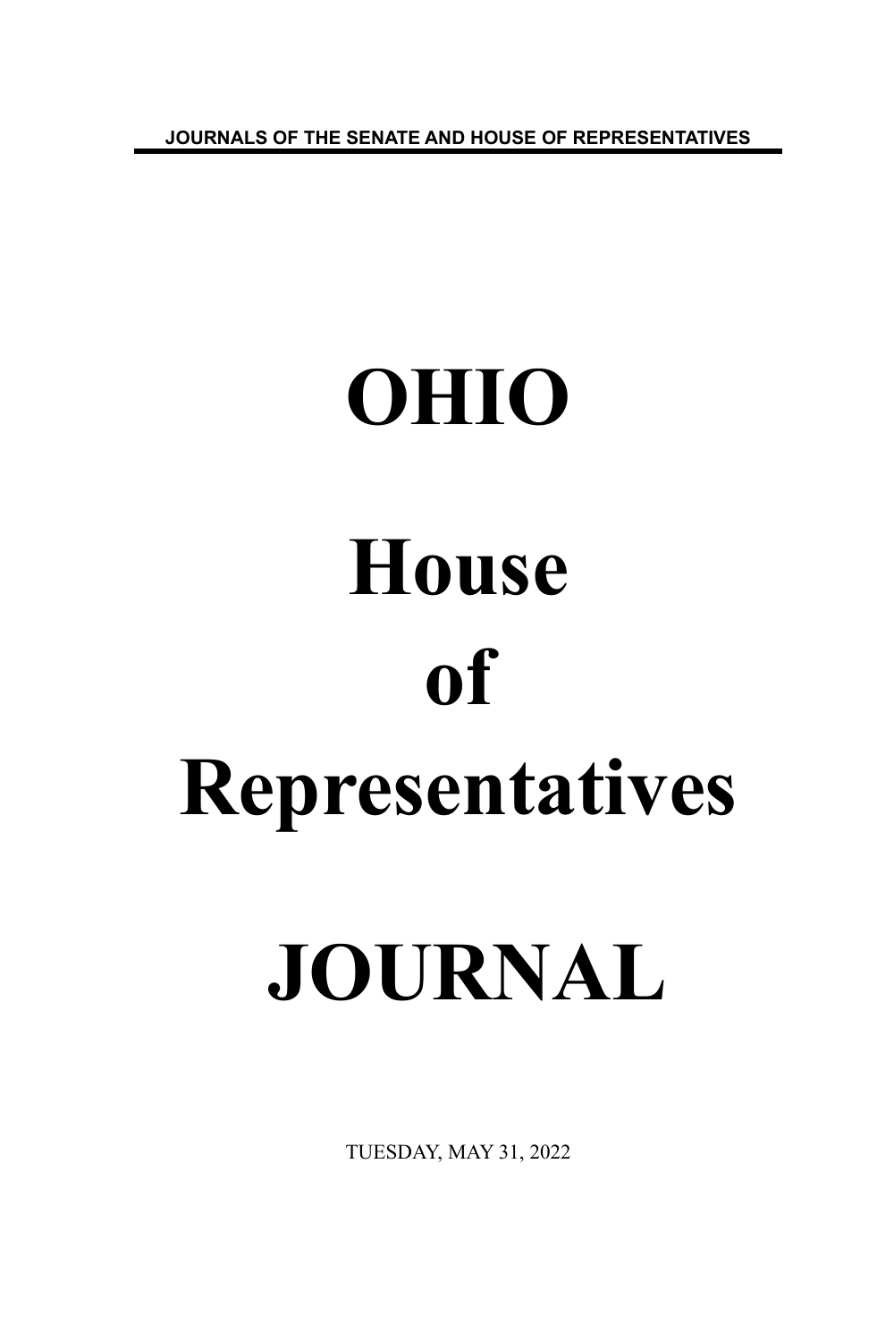JOURNALS OF THE SENATE AND HOUSE OF REPRESENTATIVES

# OHIO

# House

# of

# Representatives

# JOURNAL

TUESDAY, MAY 31, 2022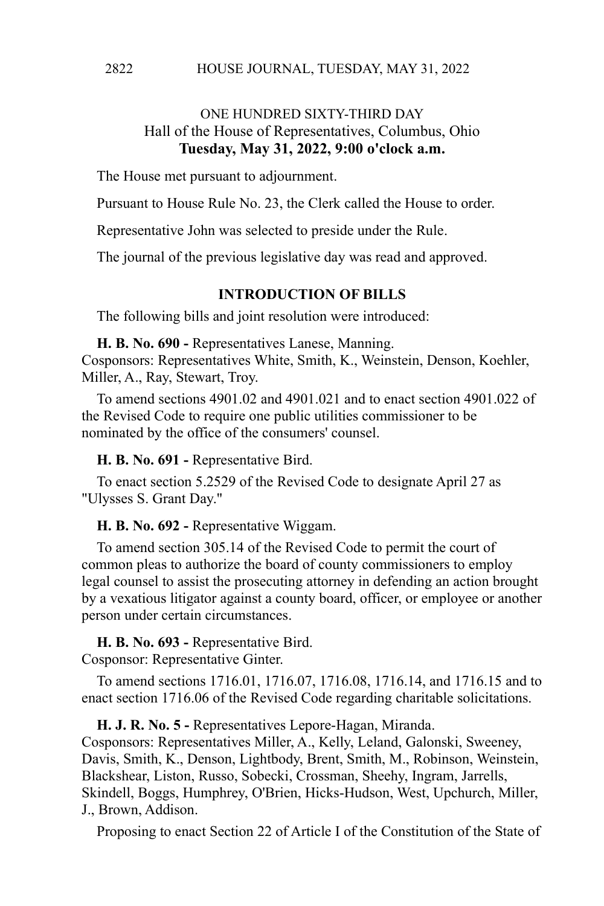ONE HUNDRED SIXTY-THIRD DAY
Hall of the House of Representatives, Columbus, Ohio
**Tuesday, May 31, 2022, 9:00 o'clock a.m.**

The House met pursuant to adjournment.

Pursuant to House Rule No. 23, the Clerk called the House to order.

Representative John was selected to preside under the Rule.

The journal of the previous legislative day was read and approved.

## INTRODUCTION OF BILLS

The following bills and joint resolution were introduced:

**H. B. No. 690 -** Representatives Lanese, Manning.
Cosponsors: Representatives White, Smith, K., Weinstein, Denson, Koehler, Miller, A., Ray, Stewart, Troy.

To amend sections 4901.02 and 4901.021 and to enact section 4901.022 of the Revised Code to require one public utilities commissioner to be nominated by the office of the consumers' counsel.

**H. B. No. 691 -** Representative Bird.

To enact section 5.2529 of the Revised Code to designate April 27 as "Ulysses S. Grant Day."

**H. B. No. 692 -** Representative Wiggam.

To amend section 305.14 of the Revised Code to permit the court of common pleas to authorize the board of county commissioners to employ legal counsel to assist the prosecuting attorney in defending an action brought by a vexatious litigator against a county board, officer, or employee or another person under certain circumstances.

**H. B. No. 693 -** Representative Bird.
Cosponsor: Representative Ginter.

To amend sections 1716.01, 1716.07, 1716.08, 1716.14, and 1716.15 and to enact section 1716.06 of the Revised Code regarding charitable solicitations.

**H. J. R. No. 5 -** Representatives Lepore-Hagan, Miranda.
Cosponsors: Representatives Miller, A., Kelly, Leland, Galonski, Sweeney, Davis, Smith, K., Denson, Lightbody, Brent, Smith, M., Robinson, Weinstein, Blackshear, Liston, Russo, Sobecki, Crossman, Sheehy, Ingram, Jarrells, Skindell, Boggs, Humphrey, O'Brien, Hicks-Hudson, West, Upchurch, Miller, J., Brown, Addison.

Proposing to enact Section 22 of Article I of the Constitution of the State of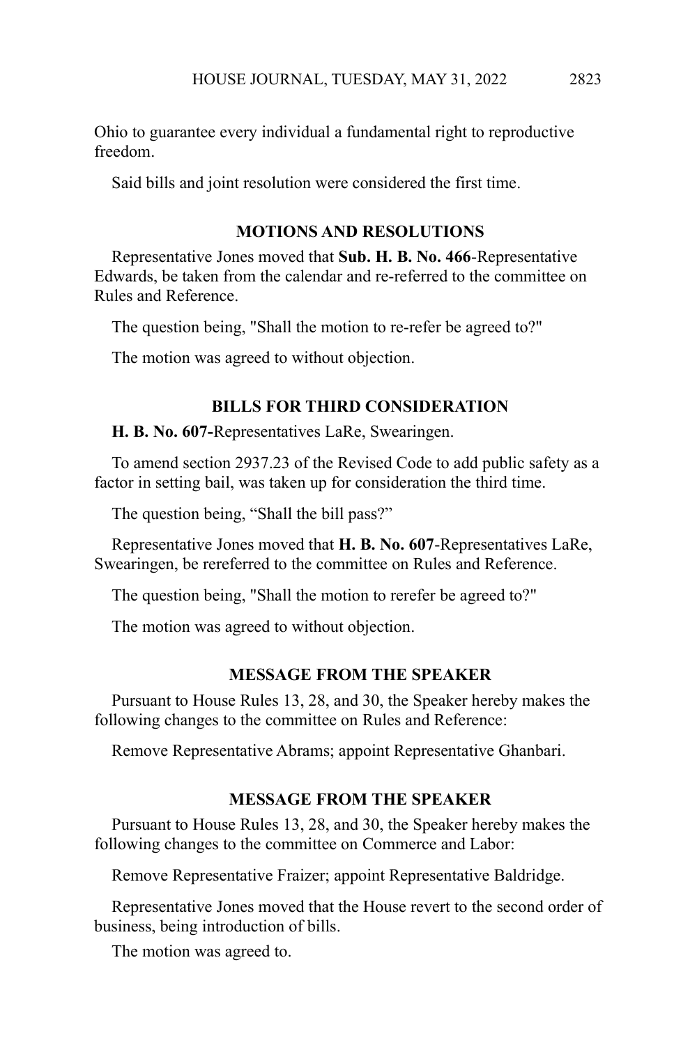Ohio to guarantee every individual a fundamental right to reproductive freedom.

Said bills and joint resolution were considered the first time.

## MOTIONS AND RESOLUTIONS

Representative Jones moved that **Sub. H. B. No. 466**-Representative Edwards, be taken from the calendar and re-referred to the committee on Rules and Reference.

The question being, "Shall the motion to re-refer be agreed to?"

The motion was agreed to without objection.

## BILLS FOR THIRD CONSIDERATION

**H. B. No. 607-**Representatives LaRe, Swearingen.

To amend section 2937.23 of the Revised Code to add public safety as a factor in setting bail, was taken up for consideration the third time.

The question being, "Shall the bill pass?"

Representative Jones moved that **H. B. No. 607**-Representatives LaRe, Swearingen, be rereferred to the committee on Rules and Reference.

The question being, "Shall the motion to rerefer be agreed to?"

The motion was agreed to without objection.

## MESSAGE FROM THE SPEAKER

Pursuant to House Rules 13, 28, and 30, the Speaker hereby makes the following changes to the committee on Rules and Reference:

Remove Representative Abrams; appoint Representative Ghanbari.

## MESSAGE FROM THE SPEAKER

Pursuant to House Rules 13, 28, and 30, the Speaker hereby makes the following changes to the committee on Commerce and Labor:

Remove Representative Fraizer; appoint Representative Baldridge.

Representative Jones moved that the House revert to the second order of business, being introduction of bills.

The motion was agreed to.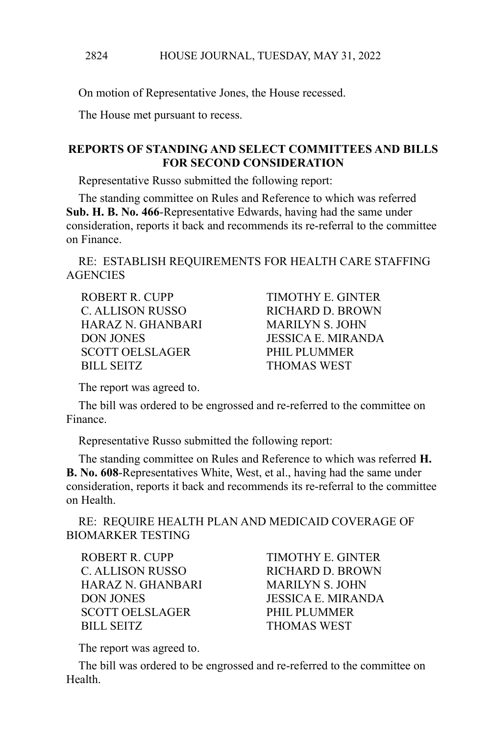On motion of Representative Jones, the House recessed.

The House met pursuant to recess.

## REPORTS OF STANDING AND SELECT COMMITTEES AND BILLS FOR SECOND CONSIDERATION

Representative Russo submitted the following report:

The standing committee on Rules and Reference to which was referred **Sub. H. B. No. 466**-Representative Edwards, having had the same under consideration, reports it back and recommends its re-referral to the committee on Finance.

RE: ESTABLISH REQUIREMENTS FOR HEALTH CARE STAFFING AGENCIES

| | |
|---|---|
| ROBERT R. CUPP | TIMOTHY E. GINTER |
| C. ALLISON RUSSO | RICHARD D. BROWN |
| HARAZ N. GHANBARI | MARILYN S. JOHN |
| DON JONES | JESSICA E. MIRANDA |
| SCOTT OELSLAGER | PHIL PLUMMER |
| BILL SEITZ | THOMAS WEST |

The report was agreed to.

The bill was ordered to be engrossed and re-referred to the committee on Finance.

Representative Russo submitted the following report:

The standing committee on Rules and Reference to which was referred **H. B. No. 608**-Representatives White, West, et al., having had the same under consideration, reports it back and recommends its re-referral to the committee on Health.

RE: REQUIRE HEALTH PLAN AND MEDICAID COVERAGE OF BIOMARKER TESTING

| | |
|---|---|
| ROBERT R. CUPP | TIMOTHY E. GINTER |
| C. ALLISON RUSSO | RICHARD D. BROWN |
| HARAZ N. GHANBARI | MARILYN S. JOHN |
| DON JONES | JESSICA E. MIRANDA |
| SCOTT OELSLAGER | PHIL PLUMMER |
| BILL SEITZ | THOMAS WEST |

The report was agreed to.

The bill was ordered to be engrossed and re-referred to the committee on Health.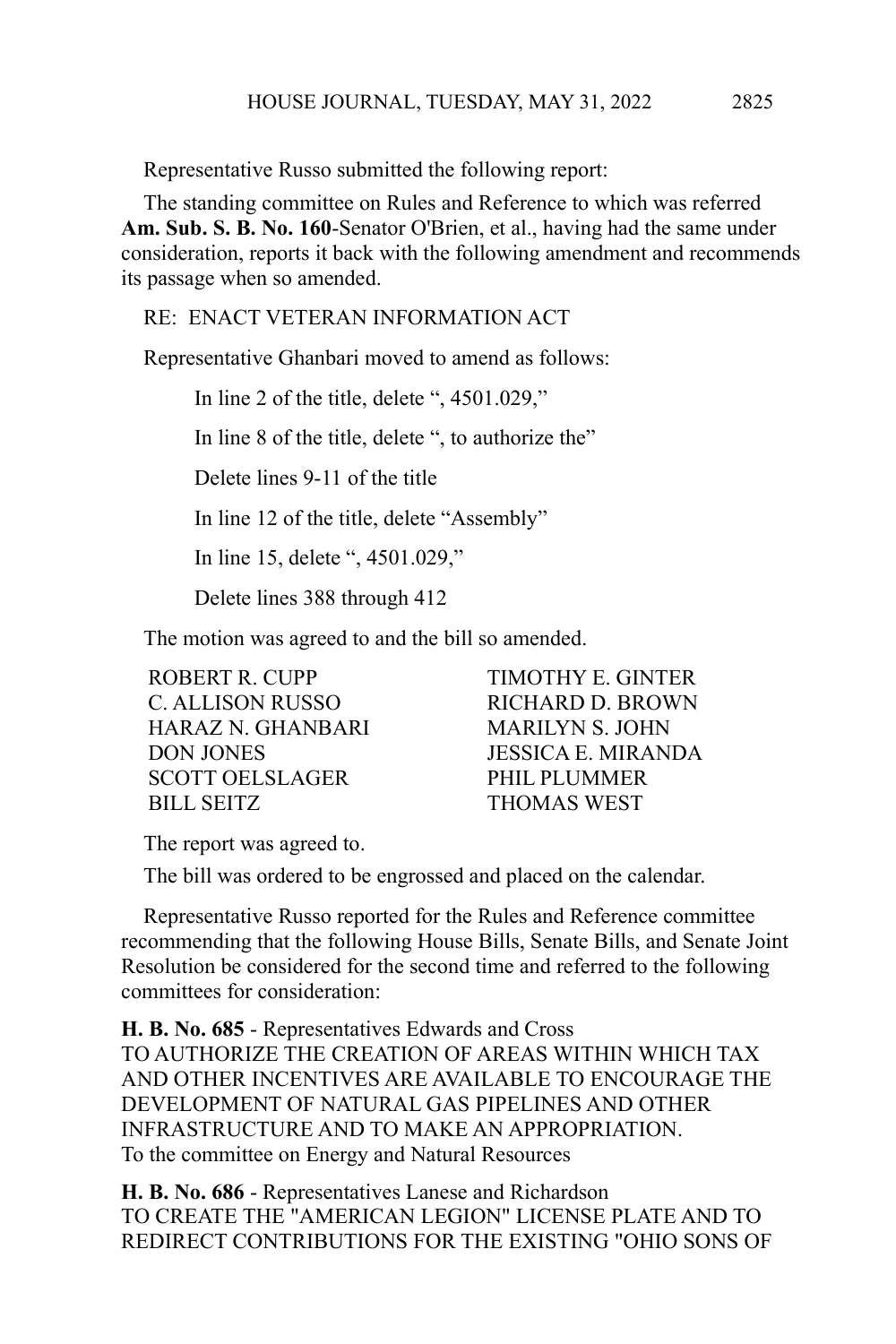Representative Russo submitted the following report:

The standing committee on Rules and Reference to which was referred **Am. Sub. S. B. No. 160**-Senator O'Brien, et al., having had the same under consideration, reports it back with the following amendment and recommends its passage when so amended.

RE: ENACT VETERAN INFORMATION ACT

Representative Ghanbari moved to amend as follows:

In line 2 of the title, delete ", 4501.029,"

In line 8 of the title, delete ", to authorize the"

Delete lines 9-11 of the title

In line 12 of the title, delete "Assembly"

In line 15, delete ", 4501.029,"

Delete lines 388 through 412

The motion was agreed to and the bill so amended.

ROBERT R. CUPP
TIMOTHY E. GINTER
C. ALLISON RUSSO
RICHARD D. BROWN
HARAZ N. GHANBARI
MARILYN S. JOHN
DON JONES
JESSICA E. MIRANDA
SCOTT OELSLAGER
PHIL PLUMMER
BILL SEITZ
THOMAS WEST

The report was agreed to.

The bill was ordered to be engrossed and placed on the calendar.

Representative Russo reported for the Rules and Reference committee recommending that the following House Bills, Senate Bills, and Senate Joint Resolution be considered for the second time and referred to the following committees for consideration:

**H. B. No. 685** - Representatives Edwards and Cross
TO AUTHORIZE THE CREATION OF AREAS WITHIN WHICH TAX AND OTHER INCENTIVES ARE AVAILABLE TO ENCOURAGE THE DEVELOPMENT OF NATURAL GAS PIPELINES AND OTHER INFRASTRUCTURE AND TO MAKE AN APPROPRIATION.
To the committee on Energy and Natural Resources

**H. B. No. 686** - Representatives Lanese and Richardson
TO CREATE THE "AMERICAN LEGION" LICENSE PLATE AND TO REDIRECT CONTRIBUTIONS FOR THE EXISTING "OHIO SONS OF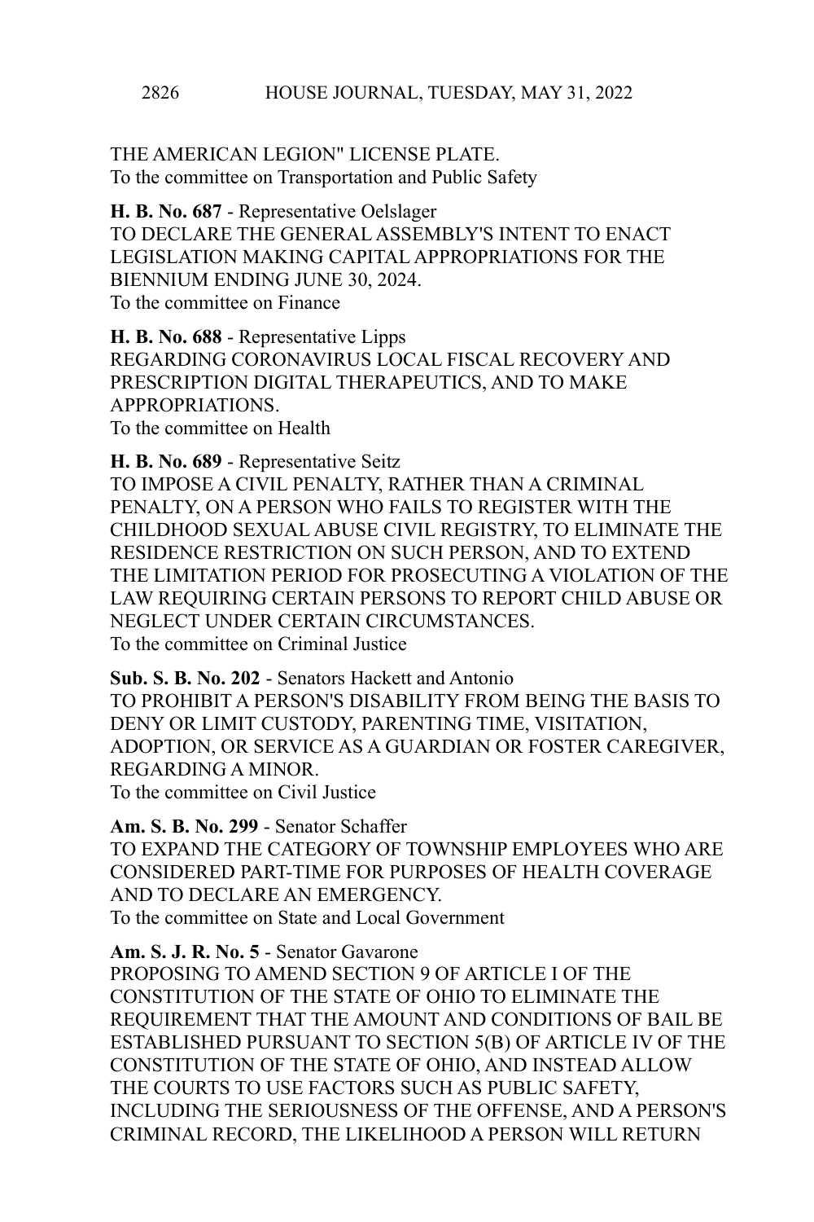THE AMERICAN LEGION" LICENSE PLATE.
To the committee on Transportation and Public Safety

**H. B. No. 687** - Representative Oelslager
TO DECLARE THE GENERAL ASSEMBLY'S INTENT TO ENACT LEGISLATION MAKING CAPITAL APPROPRIATIONS FOR THE BIENNIUM ENDING JUNE 30, 2024.
To the committee on Finance

**H. B. No. 688** - Representative Lipps
REGARDING CORONAVIRUS LOCAL FISCAL RECOVERY AND PRESCRIPTION DIGITAL THERAPEUTICS, AND TO MAKE APPROPRIATIONS.
To the committee on Health

**H. B. No. 689** - Representative Seitz
TO IMPOSE A CIVIL PENALTY, RATHER THAN A CRIMINAL PENALTY, ON A PERSON WHO FAILS TO REGISTER WITH THE CHILDHOOD SEXUAL ABUSE CIVIL REGISTRY, TO ELIMINATE THE RESIDENCE RESTRICTION ON SUCH PERSON, AND TO EXTEND THE LIMITATION PERIOD FOR PROSECUTING A VIOLATION OF THE LAW REQUIRING CERTAIN PERSONS TO REPORT CHILD ABUSE OR NEGLECT UNDER CERTAIN CIRCUMSTANCES.
To the committee on Criminal Justice

**Sub. S. B. No. 202** - Senators Hackett and Antonio
TO PROHIBIT A PERSON'S DISABILITY FROM BEING THE BASIS TO DENY OR LIMIT CUSTODY, PARENTING TIME, VISITATION, ADOPTION, OR SERVICE AS A GUARDIAN OR FOSTER CAREGIVER, REGARDING A MINOR.
To the committee on Civil Justice

**Am. S. B. No. 299** - Senator Schaffer
TO EXPAND THE CATEGORY OF TOWNSHIP EMPLOYEES WHO ARE CONSIDERED PART-TIME FOR PURPOSES OF HEALTH COVERAGE AND TO DECLARE AN EMERGENCY.
To the committee on State and Local Government

**Am. S. J. R. No. 5** - Senator Gavarone
PROPOSING TO AMEND SECTION 9 OF ARTICLE I OF THE CONSTITUTION OF THE STATE OF OHIO TO ELIMINATE THE REQUIREMENT THAT THE AMOUNT AND CONDITIONS OF BAIL BE ESTABLISHED PURSUANT TO SECTION 5(B) OF ARTICLE IV OF THE CONSTITUTION OF THE STATE OF OHIO, AND INSTEAD ALLOW THE COURTS TO USE FACTORS SUCH AS PUBLIC SAFETY, INCLUDING THE SERIOUSNESS OF THE OFFENSE, AND A PERSON'S CRIMINAL RECORD, THE LIKELIHOOD A PERSON WILL RETURN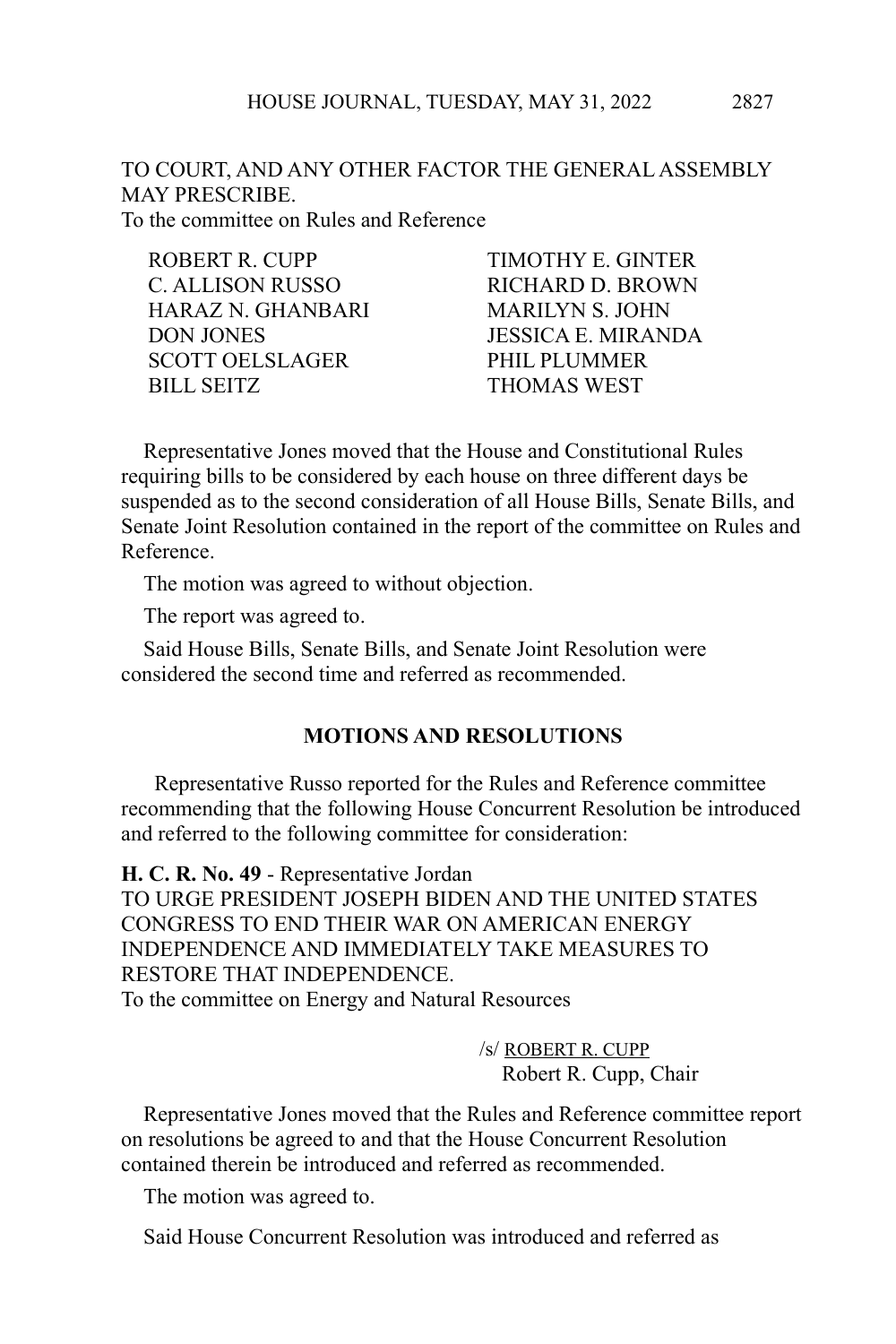TO COURT, AND ANY OTHER FACTOR THE GENERAL ASSEMBLY MAY PRESCRIBE.
To the committee on Rules and Reference

| | |
|---|---|
| ROBERT R. CUPP | TIMOTHY E. GINTER |
| C. ALLISON RUSSO | RICHARD D. BROWN |
| HARAZ N. GHANBARI | MARILYN S. JOHN |
| DON JONES | JESSICA E. MIRANDA |
| SCOTT OELSLAGER | PHIL PLUMMER |
| BILL SEITZ | THOMAS WEST |

Representative Jones moved that the House and Constitutional Rules requiring bills to be considered by each house on three different days be suspended as to the second consideration of all House Bills, Senate Bills, and Senate Joint Resolution contained in the report of the committee on Rules and Reference.

The motion was agreed to without objection.

The report was agreed to.

Said House Bills, Senate Bills, and Senate Joint Resolution were considered the second time and referred as recommended.

## MOTIONS AND RESOLUTIONS

Representative Russo reported for the Rules and Reference committee recommending that the following House Concurrent Resolution be introduced and referred to the following committee for consideration:

**H. C. R. No. 49** - Representative Jordan
TO URGE PRESIDENT JOSEPH BIDEN AND THE UNITED STATES CONGRESS TO END THEIR WAR ON AMERICAN ENERGY INDEPENDENCE AND IMMEDIATELY TAKE MEASURES TO RESTORE THAT INDEPENDENCE.
To the committee on Energy and Natural Resources

/s/ ROBERT R. CUPP
Robert R. Cupp, Chair

Representative Jones moved that the Rules and Reference committee report on resolutions be agreed to and that the House Concurrent Resolution contained therein be introduced and referred as recommended.

The motion was agreed to.

Said House Concurrent Resolution was introduced and referred as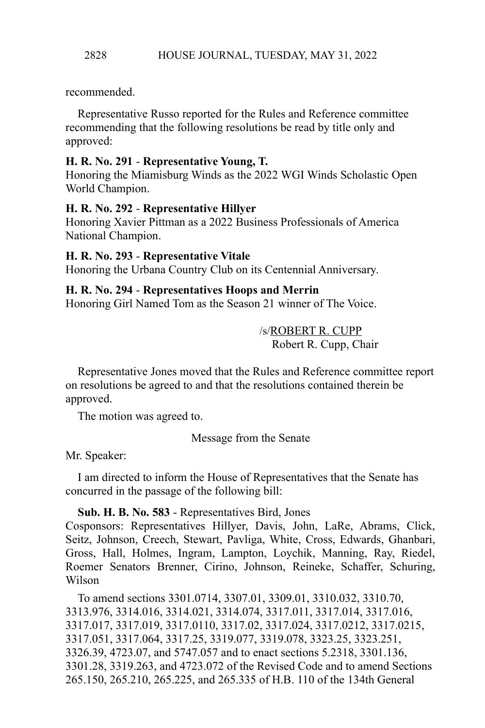recommended.

Representative Russo reported for the Rules and Reference committee recommending that the following resolutions be read by title only and approved:

**H. R. No. 291** - **Representative Young, T.**
Honoring the Miamisburg Winds as the 2022 WGI Winds Scholastic Open World Champion.

**H. R. No. 292** - **Representative Hillyer**
Honoring Xavier Pittman as a 2022 Business Professionals of America National Champion.

**H. R. No. 293** - **Representative Vitale**
Honoring the Urbana Country Club on its Centennial Anniversary.

**H. R. No. 294** - **Representatives Hoops and Merrin**
Honoring Girl Named Tom as the Season 21 winner of The Voice.

/s/ROBERT R. CUPP
Robert R. Cupp, Chair

Representative Jones moved that the Rules and Reference committee report on resolutions be agreed to and that the resolutions contained therein be approved.

The motion was agreed to.

Message from the Senate

Mr. Speaker:

I am directed to inform the House of Representatives that the Senate has concurred in the passage of the following bill:

**Sub. H. B. No. 583** - Representatives Bird, Jones
Cosponsors: Representatives Hillyer, Davis, John, LaRe, Abrams, Click, Seitz, Johnson, Creech, Stewart, Pavliga, White, Cross, Edwards, Ghanbari, Gross, Hall, Holmes, Ingram, Lampton, Loychik, Manning, Ray, Riedel, Roemer Senators Brenner, Cirino, Johnson, Reineke, Schaffer, Schuring, Wilson

To amend sections 3301.0714, 3307.01, 3309.01, 3310.032, 3310.70, 3313.976, 3314.016, 3314.021, 3314.074, 3317.011, 3317.014, 3317.016, 3317.017, 3317.019, 3317.0110, 3317.02, 3317.024, 3317.0212, 3317.0215, 3317.051, 3317.064, 3317.25, 3319.077, 3319.078, 3323.25, 3323.251, 3326.39, 4723.07, and 5747.057 and to enact sections 5.2318, 3301.136, 3301.28, 3319.263, and 4723.072 of the Revised Code and to amend Sections 265.150, 265.210, 265.225, and 265.335 of H.B. 110 of the 134th General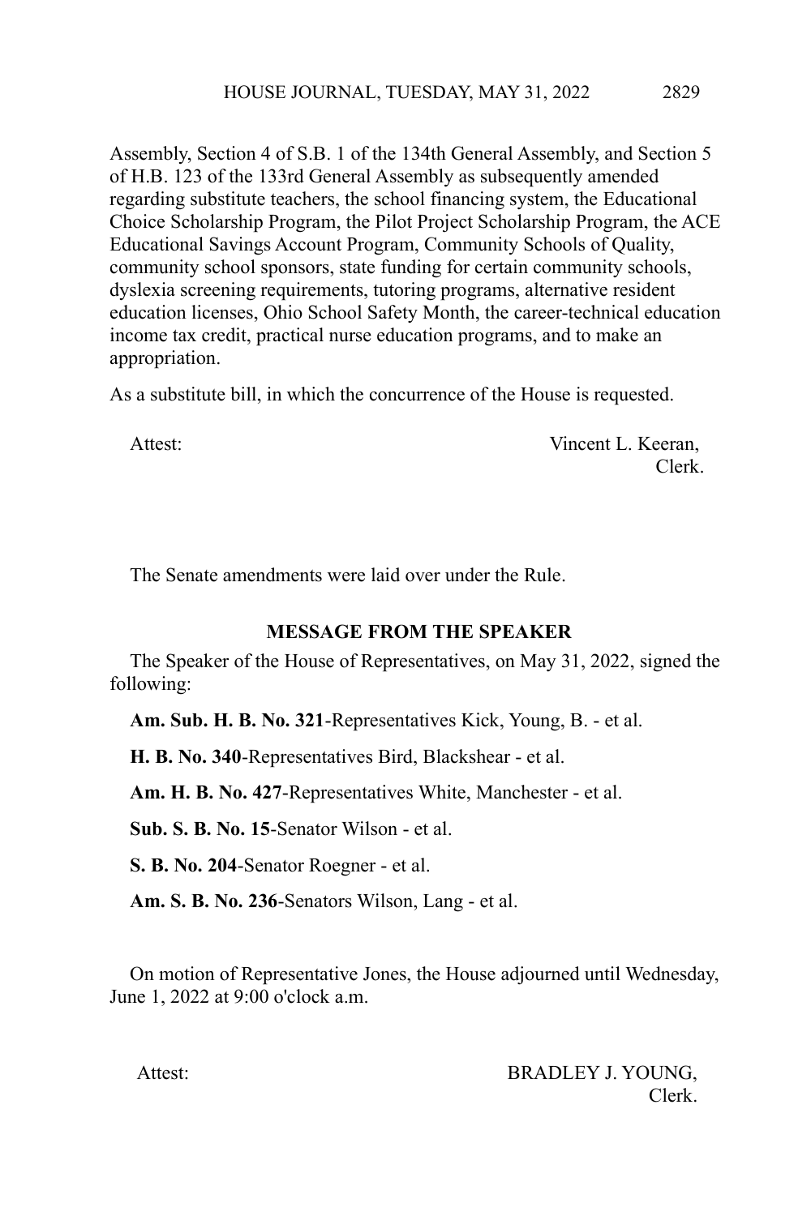Assembly, Section 4 of S.B. 1 of the 134th General Assembly, and Section 5 of H.B. 123 of the 133rd General Assembly as subsequently amended regarding substitute teachers, the school financing system, the Educational Choice Scholarship Program, the Pilot Project Scholarship Program, the ACE Educational Savings Account Program, Community Schools of Quality, community school sponsors, state funding for certain community schools, dyslexia screening requirements, tutoring programs, alternative resident education licenses, Ohio School Safety Month, the career-technical education income tax credit, practical nurse education programs, and to make an appropriation.

As a substitute bill, in which the concurrence of the House is requested.

Attest: Vincent L. Keeran,
Clerk.

The Senate amendments were laid over under the Rule.

**MESSAGE FROM THE SPEAKER**

The Speaker of the House of Representatives, on May 31, 2022, signed the following:

**Am. Sub. H. B. No. 321**-Representatives Kick, Young, B. - et al.

**H. B. No. 340**-Representatives Bird, Blackshear - et al.

**Am. H. B. No. 427**-Representatives White, Manchester - et al.

**Sub. S. B. No. 15**-Senator Wilson - et al.

**S. B. No. 204**-Senator Roegner - et al.

**Am. S. B. No. 236**-Senators Wilson, Lang - et al.

On motion of Representative Jones, the House adjourned until Wednesday, June 1, 2022 at 9:00 o'clock a.m.

Attest: BRADLEY J. YOUNG,
Clerk.